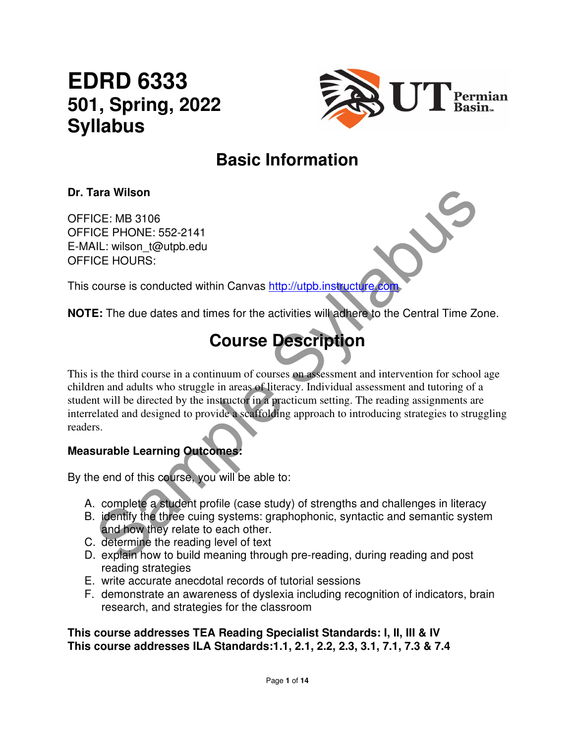# EDRD 6333
## 501, Spring, 2022
## Syllabus

# Basic Information

**Dr. Tara Wilson**

OFFICE: MB 3106
OFFICE PHONE: 552-2141
E-MAIL: wilson_t@utpb.edu
OFFICE HOURS:

This course is conducted within Canvas http://utpb.instructure.com

**NOTE:** The due dates and times for the activities will adhere to the Central Time Zone.

# Course Description

This is the third course in a continuum of courses on assessment and intervention for school age children and adults who struggle in areas of literacy. Individual assessment and tutoring of a student will be directed by the instructor in a practicum setting. The reading assignments are interrelated and designed to provide a scaffolding approach to introducing strategies to struggling readers.

**Measurable Learning Outcomes:**

By the end of this course, you will be able to:

A. complete a student profile (case study) of strengths and challenges in literacy
B. identify the three cuing systems: graphophonic, syntactic and semantic system and how they relate to each other.
C. determine the reading level of text
D. explain how to build meaning through pre-reading, during reading and post reading strategies
E. write accurate anecdotal records of tutorial sessions
F. demonstrate an awareness of dyslexia including recognition of indicators, brain research, and strategies for the classroom

**This course addresses TEA Reading Specialist Standards: I, II, III & IV**
**This course addresses ILA Standards:1.1, 2.1, 2.2, 2.3, 3.1, 7.1, 7.3 & 7.4**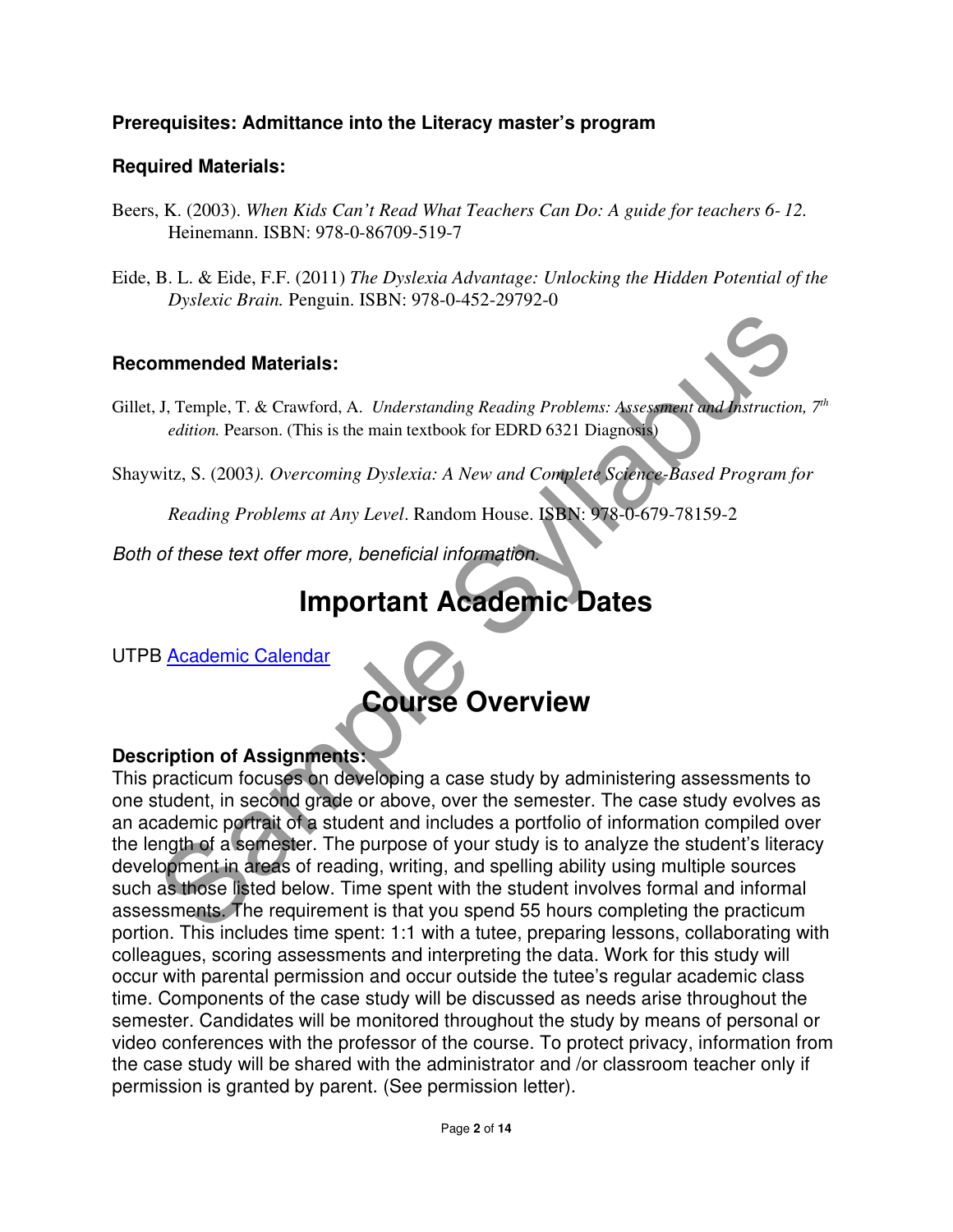**Prerequisites: Admittance into the Literacy master's program**

**Required Materials:**

Beers, K. (2003). *When Kids Can't Read What Teachers Can Do: A guide for teachers 6- 12.* Heinemann. ISBN: 978-0-86709-519-7

Eide, B. L. & Eide, F.F. (2011) *The Dyslexia Advantage: Unlocking the Hidden Potential of the Dyslexic Brain.* Penguin. ISBN: 978-0-452-29792-0

**Recommended Materials:**

Gillet, J, Temple, T. & Crawford, A. *Understanding Reading Problems: Assessment and Instruction, 7th edition.* Pearson. (This is the main textbook for EDRD 6321 Diagnosis)

Shaywitz, S. (2003*). Overcoming Dyslexia: A New and Complete Science-Based Program for Reading Problems at Any Level*. Random House. ISBN: 978-0-679-78159-2

*Both of these text offer more, beneficial information.*

# Important Academic Dates

UTPB Academic Calendar

# Course Overview

**Description of Assignments:**

This practicum focuses on developing a case study by administering assessments to one student, in second grade or above, over the semester. The case study evolves as an academic portrait of a student and includes a portfolio of information compiled over the length of a semester. The purpose of your study is to analyze the student's literacy development in areas of reading, writing, and spelling ability using multiple sources such as those listed below. Time spent with the student involves formal and informal assessments. The requirement is that you spend 55 hours completing the practicum portion. This includes time spent: 1:1 with a tutee, preparing lessons, collaborating with colleagues, scoring assessments and interpreting the data. Work for this study will occur with parental permission and occur outside the tutee's regular academic class time. Components of the case study will be discussed as needs arise throughout the semester. Candidates will be monitored throughout the study by means of personal or video conferences with the professor of the course. To protect privacy, information from the case study will be shared with the administrator and /or classroom teacher only if permission is granted by parent. (See permission letter).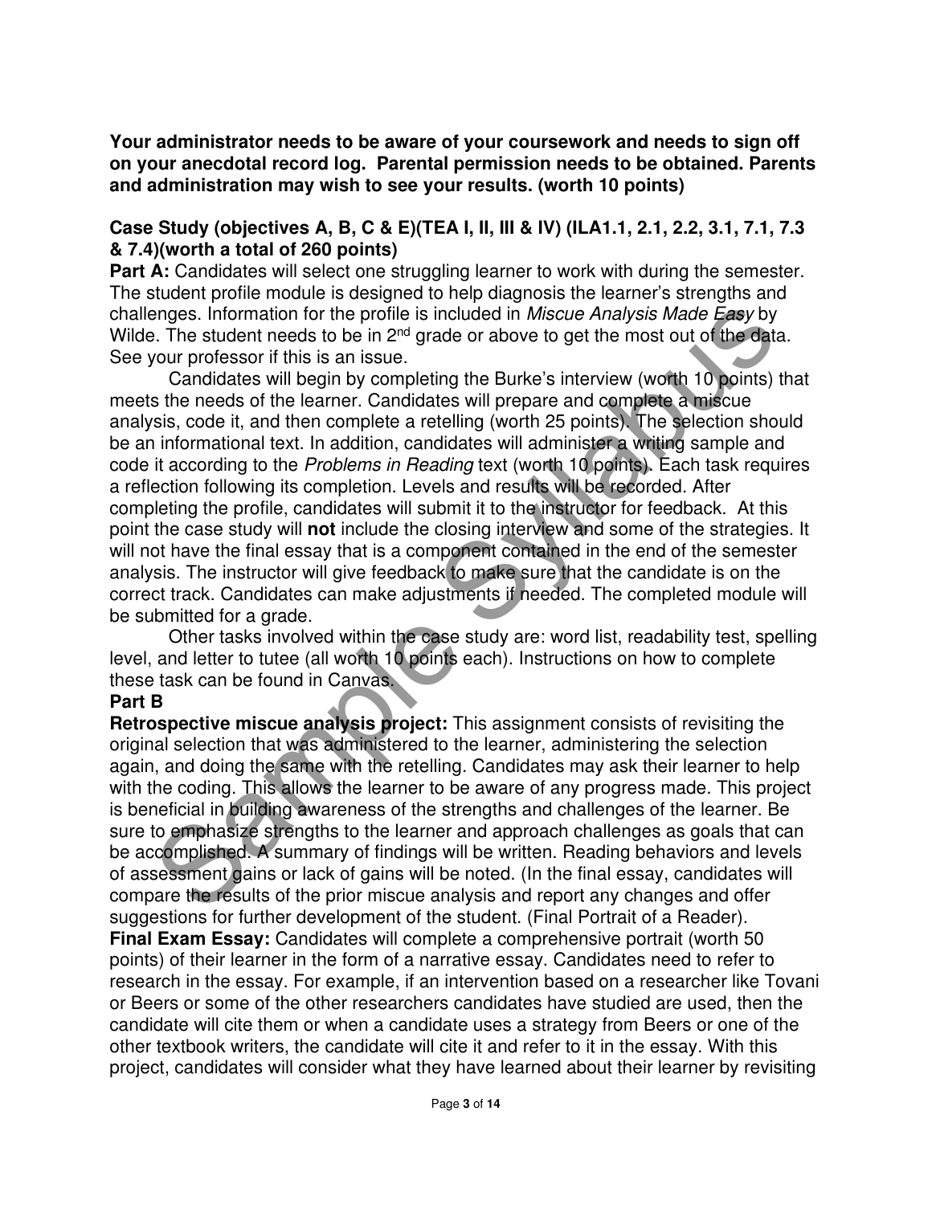**Your administrator needs to be aware of your coursework and needs to sign off on your anecdotal record log. Parental permission needs to be obtained. Parents and administration may wish to see your results. (worth 10 points)**

**Case Study (objectives A, B, C & E)(TEA I, II, III & IV) (ILA1.1, 2.1, 2.2, 3.1, 7.1, 7.3 & 7.4)(worth a total of 260 points)**

**Part A:** Candidates will select one struggling learner to work with during the semester. The student profile module is designed to help diagnosis the learner's strengths and challenges. Information for the profile is included in *Miscue Analysis Made Easy* by Wilde. The student needs to be in 2nd grade or above to get the most out of the data. See your professor if this is an issue.

Candidates will begin by completing the Burke's interview (worth 10 points) that meets the needs of the learner. Candidates will prepare and complete a miscue analysis, code it, and then complete a retelling (worth 25 points). The selection should be an informational text. In addition, candidates will administer a writing sample and code it according to the *Problems in Reading* text (worth 10 points). Each task requires a reflection following its completion. Levels and results will be recorded. After completing the profile, candidates will submit it to the instructor for feedback. At this point the case study will **not** include the closing interview and some of the strategies. It will not have the final essay that is a component contained in the end of the semester analysis. The instructor will give feedback to make sure that the candidate is on the correct track. Candidates can make adjustments if needed. The completed module will be submitted for a grade.

Other tasks involved within the case study are: word list, readability test, spelling level, and letter to tutee (all worth 10 points each). Instructions on how to complete these task can be found in Canvas.

**Part B**

**Retrospective miscue analysis project:** This assignment consists of revisiting the original selection that was administered to the learner, administering the selection again, and doing the same with the retelling. Candidates may ask their learner to help with the coding. This allows the learner to be aware of any progress made. This project is beneficial in building awareness of the strengths and challenges of the learner. Be sure to emphasize strengths to the learner and approach challenges as goals that can be accomplished. A summary of findings will be written. Reading behaviors and levels of assessment gains or lack of gains will be noted. (In the final essay, candidates will compare the results of the prior miscue analysis and report any changes and offer suggestions for further development of the student. (Final Portrait of a Reader).

**Final Exam Essay:** Candidates will complete a comprehensive portrait (worth 50 points) of their learner in the form of a narrative essay. Candidates need to refer to research in the essay. For example, if an intervention based on a researcher like Tovani or Beers or some of the other researchers candidates have studied are used, then the candidate will cite them or when a candidate uses a strategy from Beers or one of the other textbook writers, the candidate will cite it and refer to it in the essay. With this project, candidates will consider what they have learned about their learner by revisiting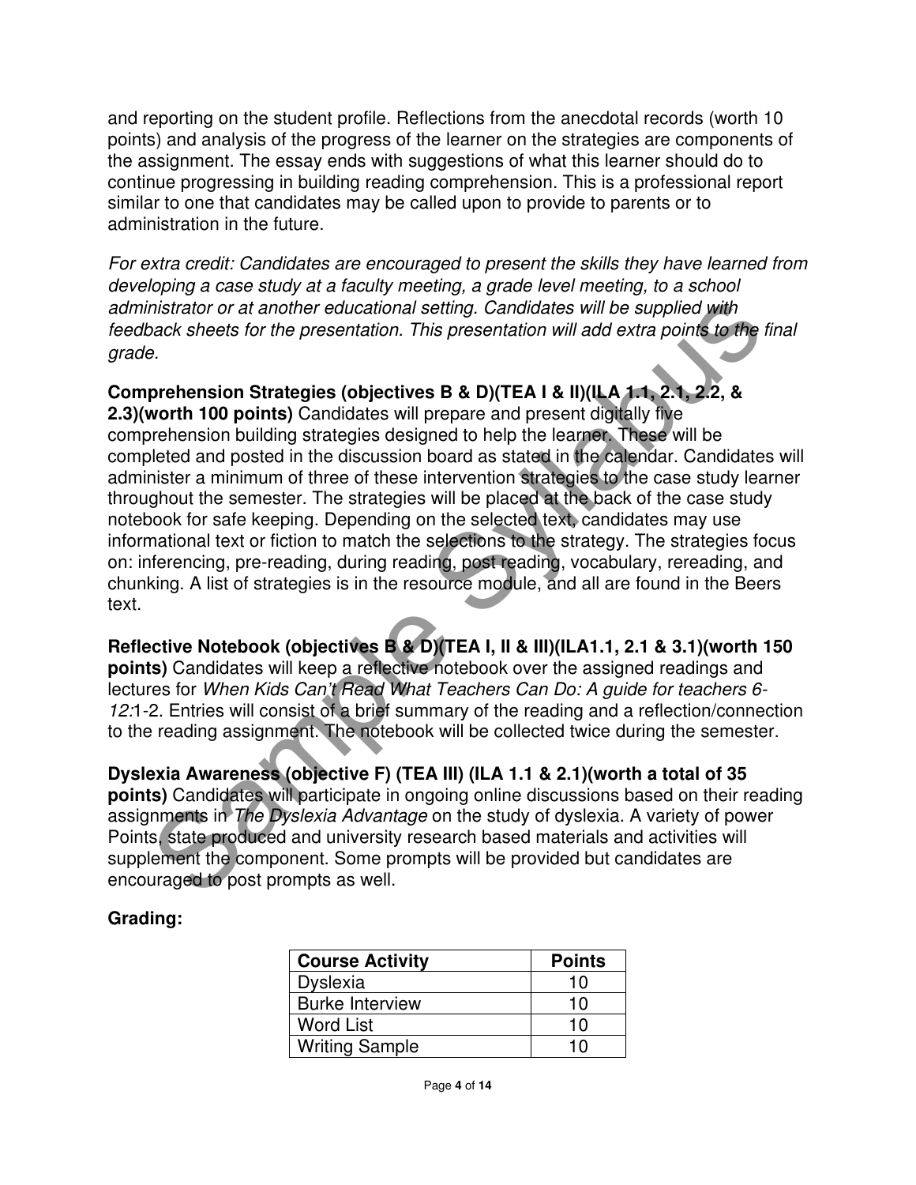and reporting on the student profile. Reflections from the anecdotal records (worth 10 points) and analysis of the progress of the learner on the strategies are components of the assignment. The essay ends with suggestions of what this learner should do to continue progressing in building reading comprehension. This is a professional report similar to one that candidates may be called upon to provide to parents or to administration in the future.

*For extra credit: Candidates are encouraged to present the skills they have learned from developing a case study at a faculty meeting, a grade level meeting, to a school administrator or at another educational setting. Candidates will be supplied with feedback sheets for the presentation. This presentation will add extra points to the final grade.*

**Comprehension Strategies (objectives B & D)(TEA I & II)(ILA 1.1, 2.1, 2.2, & 2.3)(worth 100 points)** Candidates will prepare and present digitally five comprehension building strategies designed to help the learner. These will be completed and posted in the discussion board as stated in the calendar. Candidates will administer a minimum of three of these intervention strategies to the case study learner throughout the semester. The strategies will be placed at the back of the case study notebook for safe keeping. Depending on the selected text, candidates may use informational text or fiction to match the selections to the strategy. The strategies focus on: inferencing, pre-reading, during reading, post reading, vocabulary, rereading, and chunking. A list of strategies is in the resource module, and all are found in the Beers text.

**Reflective Notebook (objectives B & D)(TEA I, II & III)(ILA1.1, 2.1 & 3.1)(worth 150 points)** Candidates will keep a reflective notebook over the assigned readings and lectures for *When Kids Can't Read What Teachers Can Do: A guide for teachers 6-12:*1-2. Entries will consist of a brief summary of the reading and a reflection/connection to the reading assignment. The notebook will be collected twice during the semester.

**Dyslexia Awareness (objective F) (TEA III) (ILA 1.1 & 2.1)(worth a total of 35 points)** Candidates will participate in ongoing online discussions based on their reading assignments in *The Dyslexia Advantage* on the study of dyslexia. A variety of power Points, state produced and university research based materials and activities will supplement the component. Some prompts will be provided but candidates are encouraged to post prompts as well.

**Grading:**

| Course Activity | Points |
|---|---|
| Dyslexia | 10 |
| Burke Interview | 10 |
| Word List | 10 |
| Writing Sample | 10 |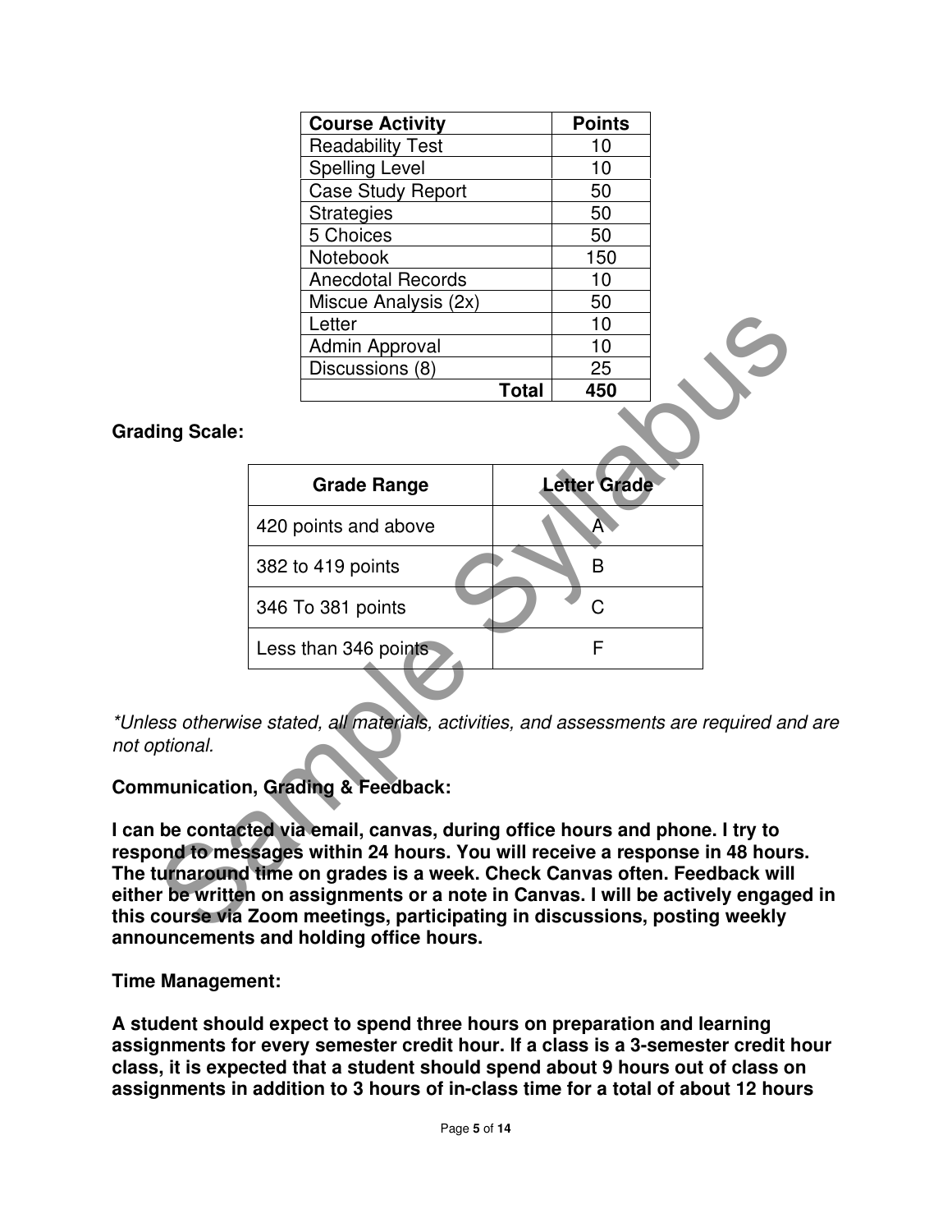| Course Activity | Points |
|---|---|
| Readability Test | 10 |
| Spelling Level | 10 |
| Case Study Report | 50 |
| Strategies | 50 |
| 5 Choices | 50 |
| Notebook | 150 |
| Anecdotal Records | 10 |
| Miscue Analysis (2x) | 50 |
| Letter | 10 |
| Admin Approval | 10 |
| Discussions (8) | 25 |
| **Total** | **450** |

**Grading Scale:**

| Grade Range | Letter Grade |
|---|---|
| 420 points and above | A |
| 382 to 419 points | B |
| 346 To 381 points | C |
| Less than 346 points | F |

*\*Unless otherwise stated, all materials, activities, and assessments are required and are not optional.*

**Communication, Grading & Feedback:**

**I can be contacted via email, canvas, during office hours and phone. I try to respond to messages within 24 hours. You will receive a response in 48 hours. The turnaround time on grades is a week. Check Canvas often. Feedback will either be written on assignments or a note in Canvas. I will be actively engaged in this course via Zoom meetings, participating in discussions, posting weekly announcements and holding office hours.**

**Time Management:**

**A student should expect to spend three hours on preparation and learning assignments for every semester credit hour. If a class is a 3-semester credit hour class, it is expected that a student should spend about 9 hours out of class on assignments in addition to 3 hours of in-class time for a total of about 12 hours**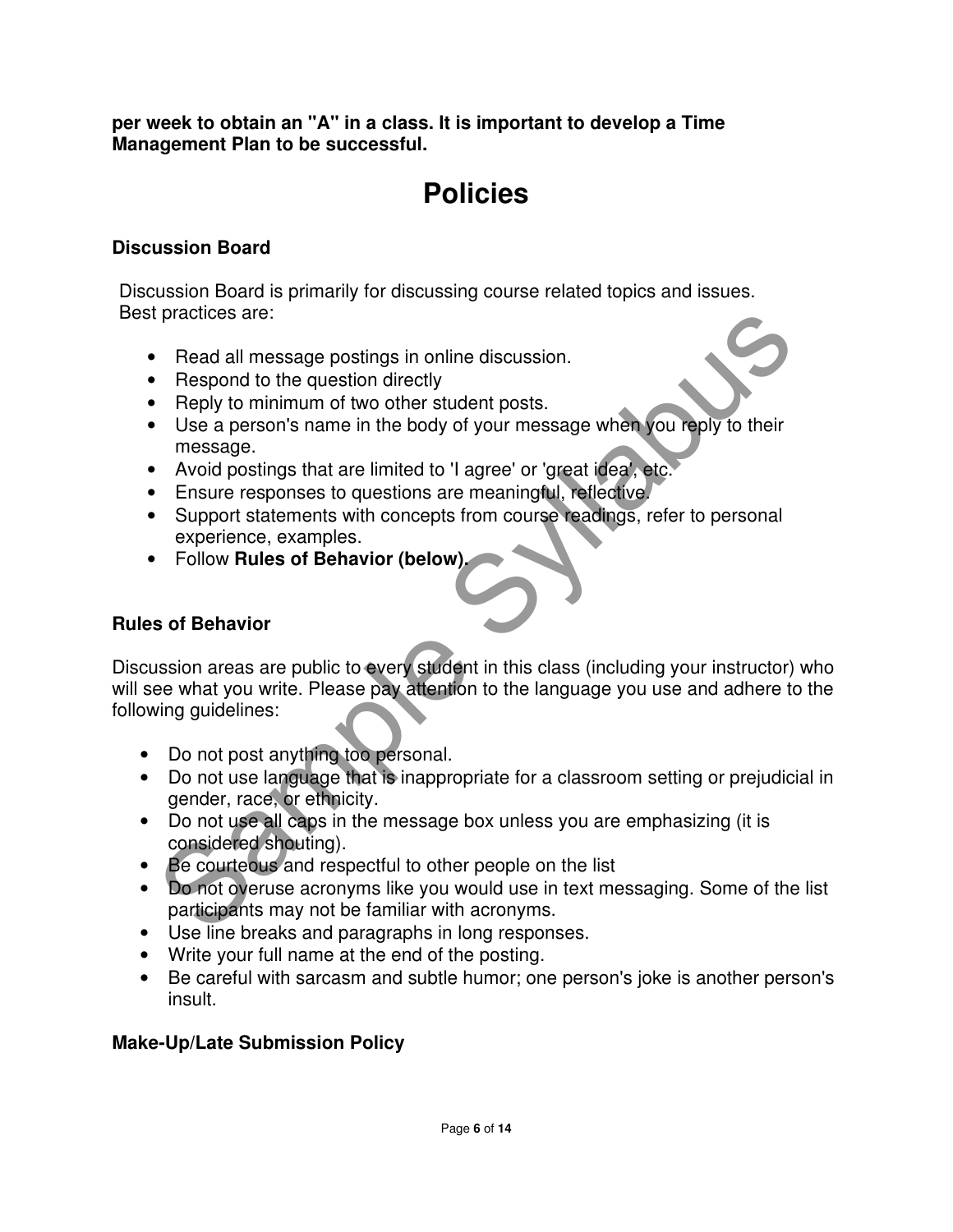**per week to obtain an "A" in a class. It is important to develop a Time Management Plan to be successful.**

# Policies

### Discussion Board

Discussion Board is primarily for discussing course related topics and issues. Best practices are:

- Read all message postings in online discussion.
- Respond to the question directly
- Reply to minimum of two other student posts.
- Use a person's name in the body of your message when you reply to their message.
- Avoid postings that are limited to 'I agree' or 'great idea', etc.
- Ensure responses to questions are meaningful, reflective.
- Support statements with concepts from course readings, refer to personal experience, examples.
- Follow **Rules of Behavior (below).**

### Rules of Behavior

Discussion areas are public to every student in this class (including your instructor) who will see what you write. Please pay attention to the language you use and adhere to the following guidelines:

- Do not post anything too personal.
- Do not use language that is inappropriate for a classroom setting or prejudicial in gender, race, or ethnicity.
- Do not use all caps in the message box unless you are emphasizing (it is considered shouting).
- Be courteous and respectful to other people on the list
- Do not overuse acronyms like you would use in text messaging. Some of the list participants may not be familiar with acronyms.
- Use line breaks and paragraphs in long responses.
- Write your full name at the end of the posting.
- Be careful with sarcasm and subtle humor; one person's joke is another person's insult.

### Make-Up/Late Submission Policy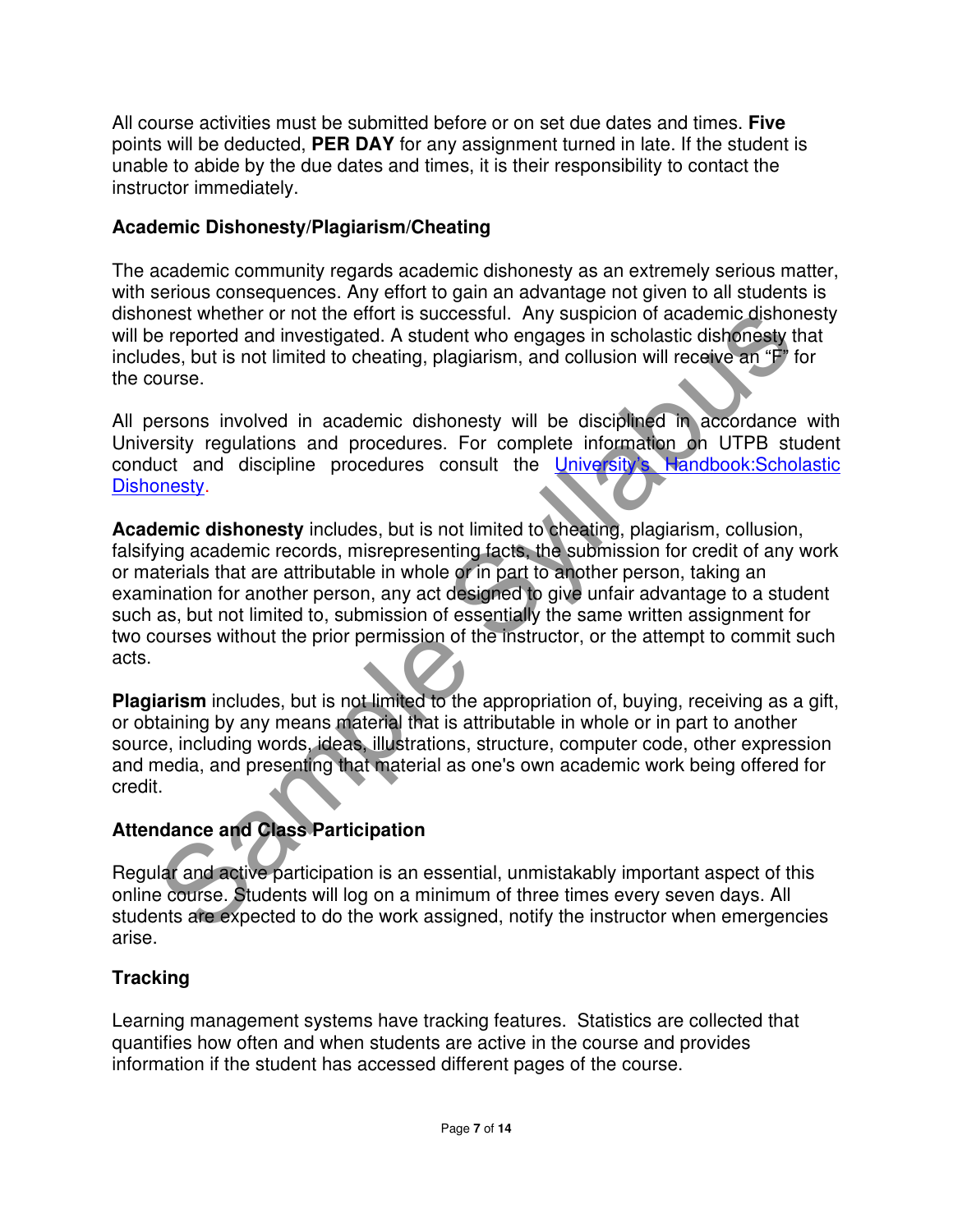All course activities must be submitted before or on set due dates and times. **Five** points will be deducted, **PER DAY** for any assignment turned in late. If the student is unable to abide by the due dates and times, it is their responsibility to contact the instructor immediately.

### Academic Dishonesty/Plagiarism/Cheating

The academic community regards academic dishonesty as an extremely serious matter, with serious consequences. Any effort to gain an advantage not given to all students is dishonest whether or not the effort is successful. Any suspicion of academic dishonesty will be reported and investigated. A student who engages in scholastic dishonesty that includes, but is not limited to cheating, plagiarism, and collusion will receive an "F" for the course.

All persons involved in academic dishonesty will be disciplined in accordance with University regulations and procedures. For complete information on UTPB student conduct and discipline procedures consult the University's Handbook:Scholastic Dishonesty.

**Academic dishonesty** includes, but is not limited to cheating, plagiarism, collusion, falsifying academic records, misrepresenting facts, the submission for credit of any work or materials that are attributable in whole or in part to another person, taking an examination for another person, any act designed to give unfair advantage to a student such as, but not limited to, submission of essentially the same written assignment for two courses without the prior permission of the instructor, or the attempt to commit such acts.

**Plagiarism** includes, but is not limited to the appropriation of, buying, receiving as a gift, or obtaining by any means material that is attributable in whole or in part to another source, including words, ideas, illustrations, structure, computer code, other expression and media, and presenting that material as one's own academic work being offered for credit.

### Attendance and Class Participation

Regular and active participation is an essential, unmistakably important aspect of this online course. Students will log on a minimum of three times every seven days. All students are expected to do the work assigned, notify the instructor when emergencies arise.

### Tracking

Learning management systems have tracking features. Statistics are collected that quantifies how often and when students are active in the course and provides information if the student has accessed different pages of the course.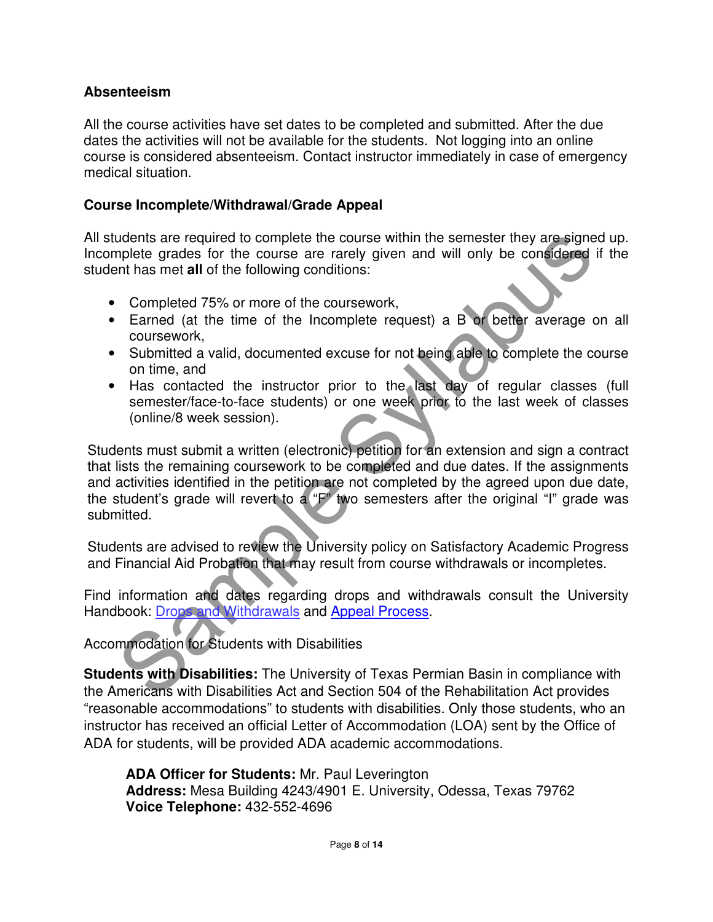### Absenteeism

All the course activities have set dates to be completed and submitted. After the due dates the activities will not be available for the students. Not logging into an online course is considered absenteeism. Contact instructor immediately in case of emergency medical situation.

### Course Incomplete/Withdrawal/Grade Appeal

All students are required to complete the course within the semester they are signed up. Incomplete grades for the course are rarely given and will only be considered if the student has met **all** of the following conditions:

- Completed 75% or more of the coursework,
- Earned (at the time of the Incomplete request) a B or better average on all coursework,
- Submitted a valid, documented excuse for not being able to complete the course on time, and
- Has contacted the instructor prior to the last day of regular classes (full semester/face-to-face students) or one week prior to the last week of classes (online/8 week session).

Students must submit a written (electronic) petition for an extension and sign a contract that lists the remaining coursework to be completed and due dates. If the assignments and activities identified in the petition are not completed by the agreed upon due date, the student's grade will revert to a "F" two semesters after the original "I" grade was submitted.

Students are advised to review the University policy on Satisfactory Academic Progress and Financial Aid Probation that may result from course withdrawals or incompletes.

Find information and dates regarding drops and withdrawals consult the University Handbook: Drops and Withdrawals and Appeal Process.

Accommodation for Students with Disabilities

**Students with Disabilities:** The University of Texas Permian Basin in compliance with the Americans with Disabilities Act and Section 504 of the Rehabilitation Act provides "reasonable accommodations" to students with disabilities. Only those students, who an instructor has received an official Letter of Accommodation (LOA) sent by the Office of ADA for students, will be provided ADA academic accommodations.

**ADA Officer for Students:** Mr. Paul Leverington
**Address:** Mesa Building 4243/4901 E. University, Odessa, Texas 79762
**Voice Telephone:** 432-552-4696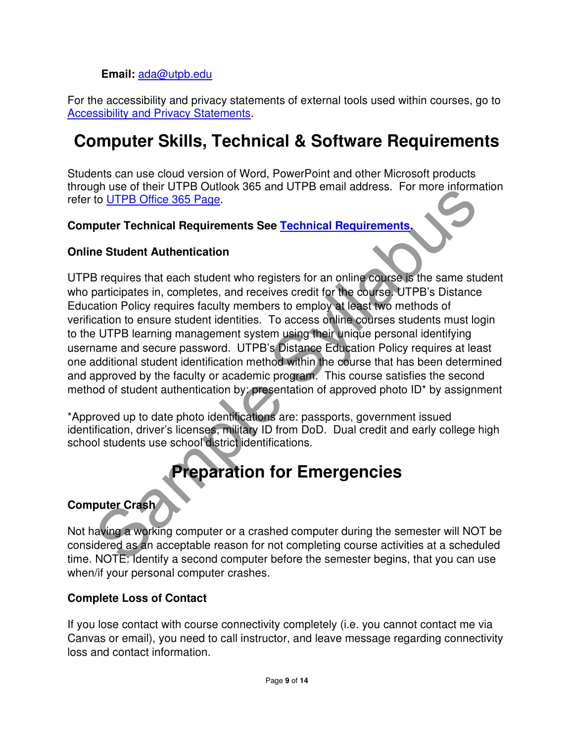**Email:** ada@utpb.edu

For the accessibility and privacy statements of external tools used within courses, go to Accessibility and Privacy Statements.

# Computer Skills, Technical & Software Requirements

Students can use cloud version of Word, PowerPoint and other Microsoft products through use of their UTPB Outlook 365 and UTPB email address. For more information refer to UTPB Office 365 Page.

**Computer Technical Requirements See Technical Requirements.**

**Online Student Authentication**

UTPB requires that each student who registers for an online course is the same student who participates in, completes, and receives credit for the course. UTPB's Distance Education Policy requires faculty members to employ at least two methods of verification to ensure student identities. To access online courses students must login to the UTPB learning management system using their unique personal identifying username and secure password. UTPB's Distance Education Policy requires at least one additional student identification method within the course that has been determined and approved by the faculty or academic program. This course satisfies the second method of student authentication by: presentation of approved photo ID* by assignment

*Approved up to date photo identifications are: passports, government issued identification, driver's licenses, military ID from DoD. Dual credit and early college high school students use school district identifications.

# Preparation for Emergencies

**Computer Crash**

Not having a working computer or a crashed computer during the semester will NOT be considered as an acceptable reason for not completing course activities at a scheduled time. NOTE: Identify a second computer before the semester begins, that you can use when/if your personal computer crashes.

**Complete Loss of Contact**

If you lose contact with course connectivity completely (i.e. you cannot contact me via Canvas or email), you need to call instructor, and leave message regarding connectivity loss and contact information.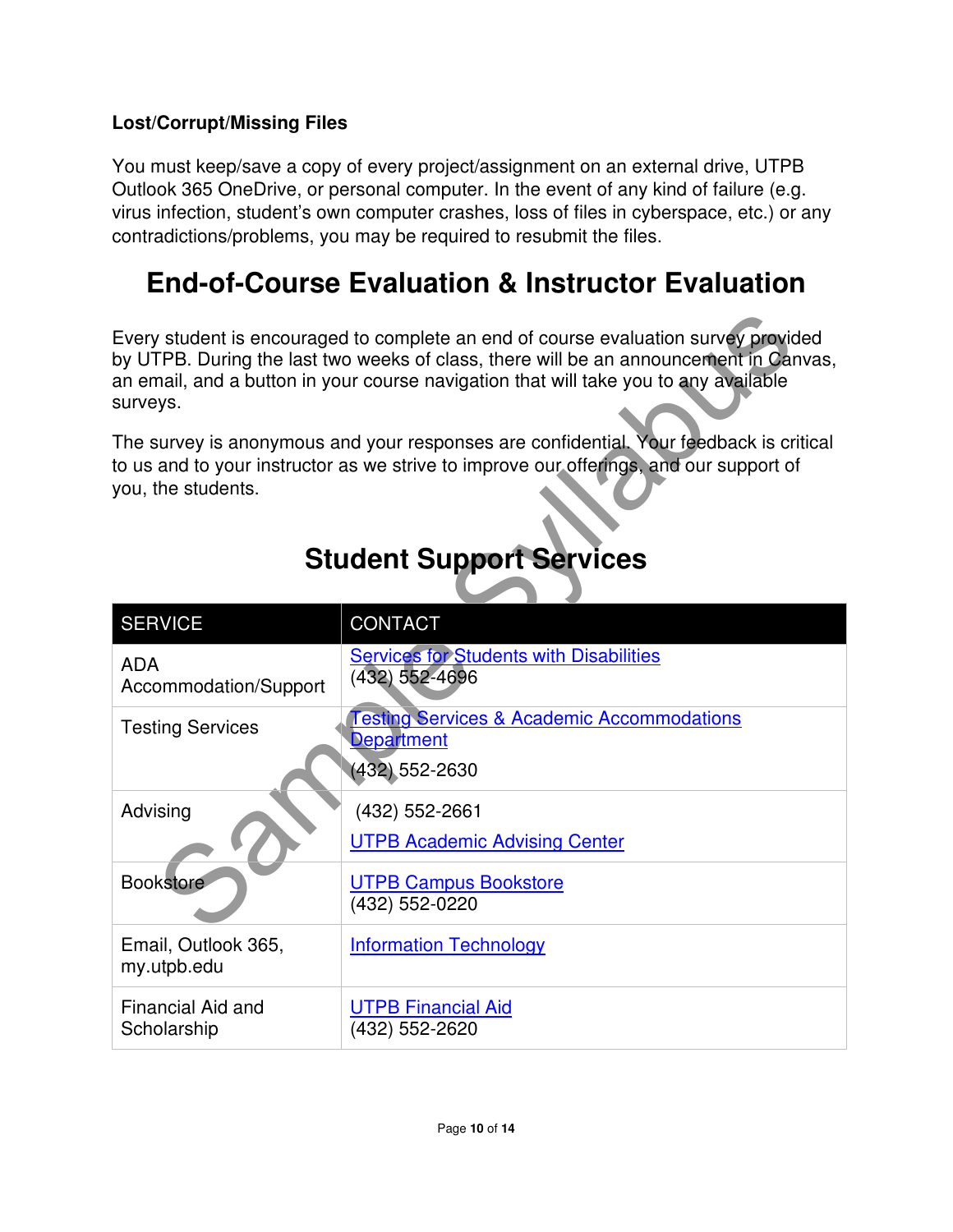**Lost/Corrupt/Missing Files**

You must keep/save a copy of every project/assignment on an external drive, UTPB Outlook 365 OneDrive, or personal computer. In the event of any kind of failure (e.g. virus infection, student's own computer crashes, loss of files in cyberspace, etc.) or any contradictions/problems, you may be required to resubmit the files.

# End-of-Course Evaluation & Instructor Evaluation

Every student is encouraged to complete an end of course evaluation survey provided by UTPB. During the last two weeks of class, there will be an announcement in Canvas, an email, and a button in your course navigation that will take you to any available surveys.

The survey is anonymous and your responses are confidential. Your feedback is critical to us and to your instructor as we strive to improve our offerings, and our support of you, the students.

# Student Support Services

| SERVICE | CONTACT |
|---|---|
| ADA Accommodation/Support | Services for Students with Disabilities (432) 552-4696 |
| Testing Services | Testing Services & Academic Accommodations Department (432) 552-2630 |
| Advising | (432) 552-2661 UTPB Academic Advising Center |
| Bookstore | UTPB Campus Bookstore (432) 552-0220 |
| Email, Outlook 365, my.utpb.edu | Information Technology |
| Financial Aid and Scholarship | UTPB Financial Aid (432) 552-2620 |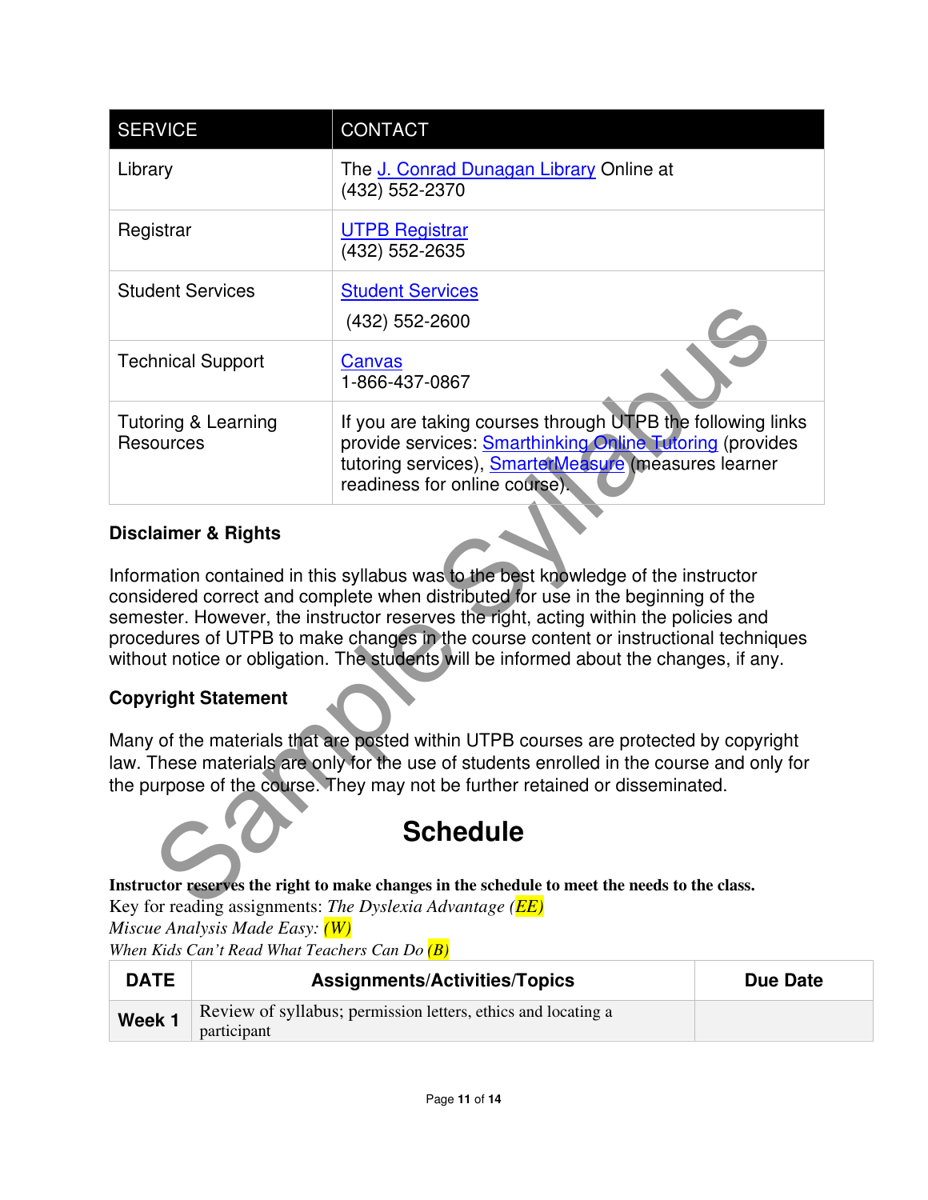| SERVICE | CONTACT |
| --- | --- |
| Library | The J. Conrad Dunagan Library Online at (432) 552-2370 |
| Registrar | UTPB Registrar (432) 552-2635 |
| Student Services | Student Services (432) 552-2600 |
| Technical Support | Canvas 1-866-437-0867 |
| Tutoring & Learning Resources | If you are taking courses through UTPB the following links provide services: Smarthinking Online Tutoring (provides tutoring services), SmarterMeasure (measures learner readiness for online course). |

### Disclaimer & Rights

Information contained in this syllabus was to the best knowledge of the instructor considered correct and complete when distributed for use in the beginning of the semester. However, the instructor reserves the right, acting within the policies and procedures of UTPB to make changes in the course content or instructional techniques without notice or obligation. The students will be informed about the changes, if any.

### Copyright Statement

Many of the materials that are posted within UTPB courses are protected by copyright law. These materials are only for the use of students enrolled in the course and only for the purpose of the course. They may not be further retained or disseminated.

## Schedule

**Instructor reserves the right to make changes in the schedule to meet the needs to the class.**
Key for reading assignments: *The Dyslexia Advantage* (*EE)*
*Miscue Analysis Made Easy: (W)*
*When Kids Can't Read What Teachers Can Do* (*B)*

| DATE | Assignments/Activities/Topics | Due Date |
| --- | --- | --- |
| **Week 1** | Review of syllabus; permission letters, ethics and locating a participant | |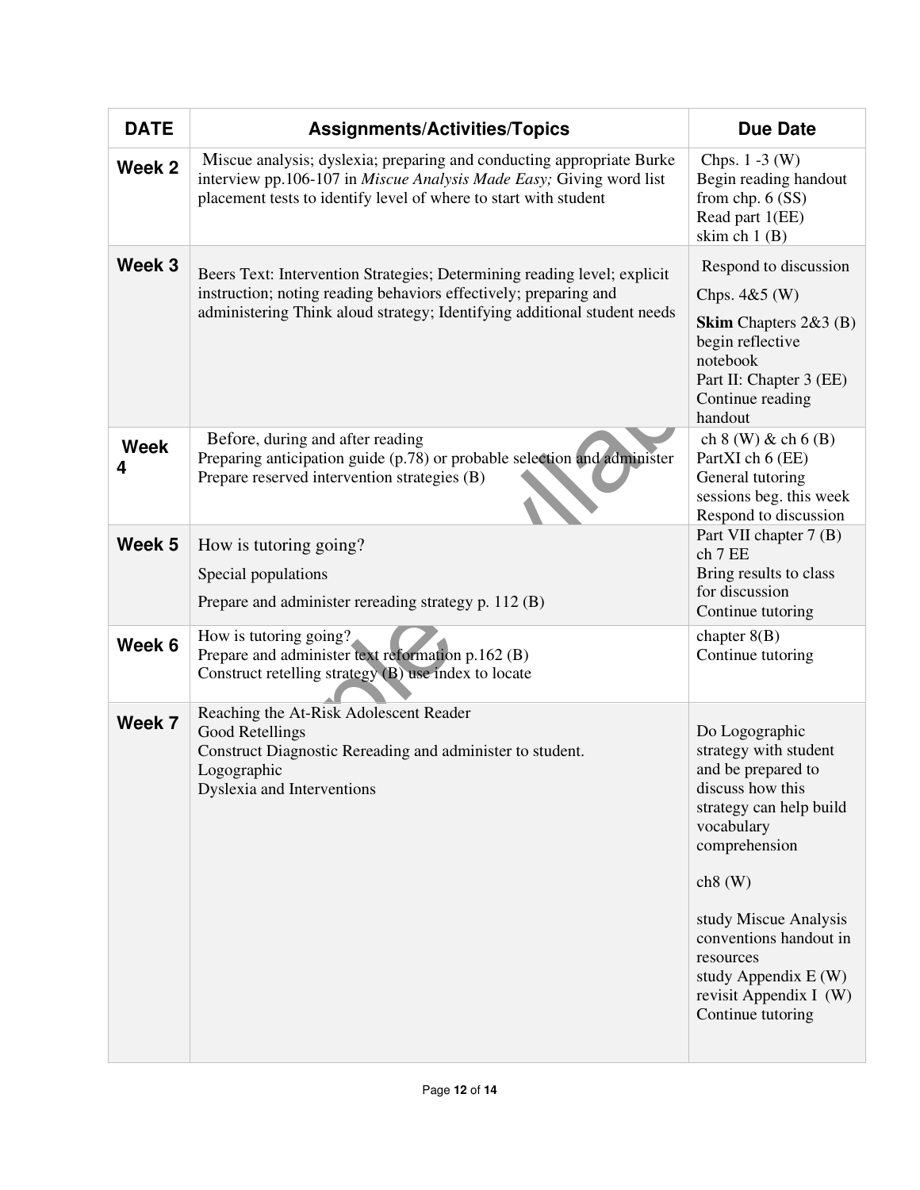| DATE | Assignments/Activities/Topics | Due Date |
|---|---|---|
| Week 2 | Miscue analysis; dyslexia; preparing and conducting appropriate Burke interview pp.106-107 in *Miscue Analysis Made Easy;* Giving word list placement tests to identify level of where to start with student | Chps. 1 -3 (W)<br>Begin reading handout from chp. 6 (SS)<br>Read part 1(EE)<br>skim ch 1 (B) |
| Week 3 | Beers Text: Intervention Strategies; Determining reading level; explicit instruction; noting reading behaviors effectively; preparing and administering Think aloud strategy; Identifying additional student needs | Respond to discussion<br>Chps. 4&5 (W)<br>**Skim** Chapters 2&3 (B) begin reflective notebook<br>Part II: Chapter 3 (EE)<br>Continue reading handout |
| Week 4 | Before, during and after reading<br>Preparing anticipation guide (p.78) or probable selection and administer<br>Prepare reserved intervention strategies (B) | ch 8 (W) & ch 6 (B)<br>PartXI ch 6 (EE)<br>General tutoring sessions beg. this week<br>Respond to discussion |
| Week 5 | How is tutoring going?<br>Special populations<br>Prepare and administer rereading strategy p. 112 (B) | Part VII chapter 7 (B)<br>ch 7 EE<br>Bring results to class for discussion<br>Continue tutoring |
| Week 6 | How is tutoring going?<br>Prepare and administer text reformation p.162 (B)<br>Construct retelling strategy (B) use index to locate | chapter 8(B)<br>Continue tutoring |
| Week 7 | Reaching the At-Risk Adolescent Reader<br>Good Retellings<br>Construct Diagnostic Rereading and administer to student.<br>Logographic<br>Dyslexia and Interventions | Do Logographic strategy with student and be prepared to discuss how this strategy can help build vocabulary comprehension<br><br>ch8 (W)<br><br>study Miscue Analysis conventions handout in resources<br>study Appendix E (W)<br>revisit Appendix I (W)<br>Continue tutoring |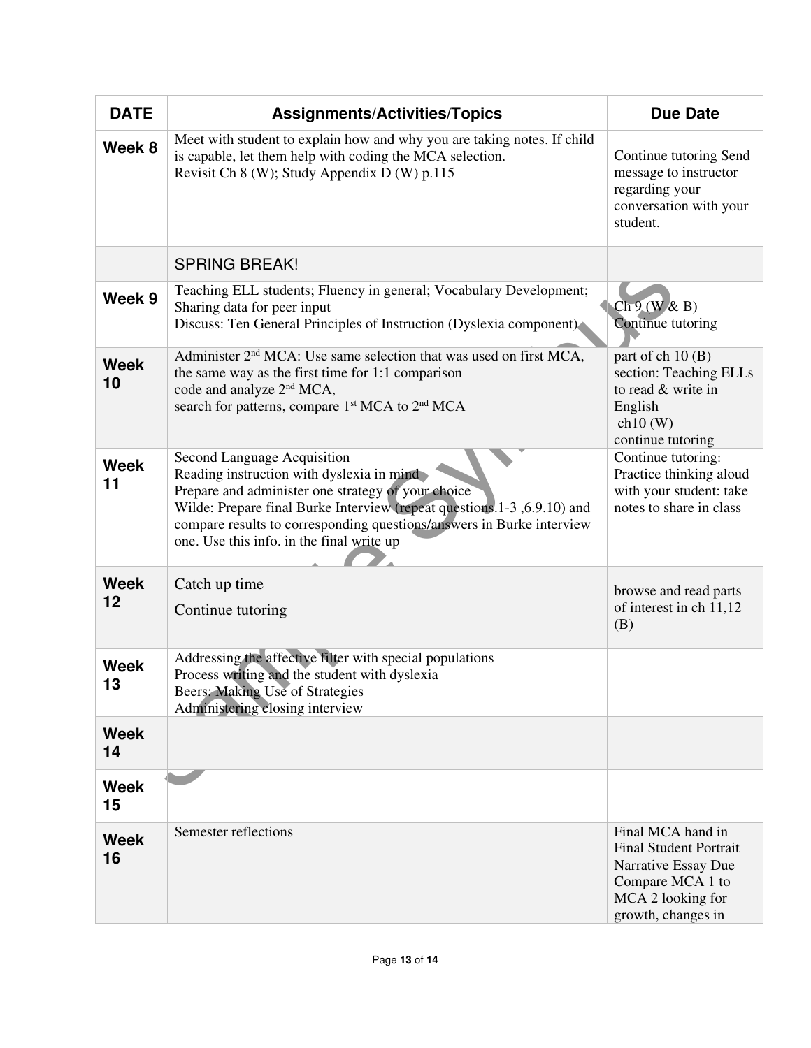| DATE | Assignments/Activities/Topics | Due Date |
|---|---|---|
| Week 8 | Meet with student to explain how and why you are taking notes. If child is capable, let them help with coding the MCA selection.<br>Revisit Ch 8 (W); Study Appendix D (W) p.115 | Continue tutoring Send message to instructor regarding your conversation with your student. |
| | SPRING BREAK! | |
| Week 9 | Teaching ELL students; Fluency in general; Vocabulary Development; Sharing data for peer input<br>Discuss: Ten General Principles of Instruction (Dyslexia component) | Ch 9 (W & B)<br>Continue tutoring |
| Week 10 | Administer 2nd MCA: Use same selection that was used on first MCA, the same way as the first time for 1:1 comparison<br>code and analyze 2nd MCA,<br>search for patterns, compare 1st MCA to 2nd MCA | part of ch 10 (B) section: Teaching ELLs to read & write in English<br>ch10 (W)<br>continue tutoring |
| Week 11 | Second Language Acquisition<br>Reading instruction with dyslexia in mind<br>Prepare and administer one strategy of your choice<br>Wilde: Prepare final Burke Interview (repeat questions.1-3 ,6.9.10) and compare results to corresponding questions/answers in Burke interview one. Use this info. in the final write up | Continue tutoring: Practice thinking aloud with your student: take notes to share in class |
| Week 12 | Catch up time<br>Continue tutoring | browse and read parts of interest in ch 11,12 (B) |
| Week 13 | Addressing the affective filter with special populations<br>Process writing and the student with dyslexia<br>Beers: Making Use of Strategies<br>Administering closing interview | |
| Week 14 | | |
| Week 15 | | |
| Week 16 | Semester reflections | Final MCA hand in<br>Final Student Portrait Narrative Essay Due<br>Compare MCA 1 to MCA 2 looking for growth, changes in |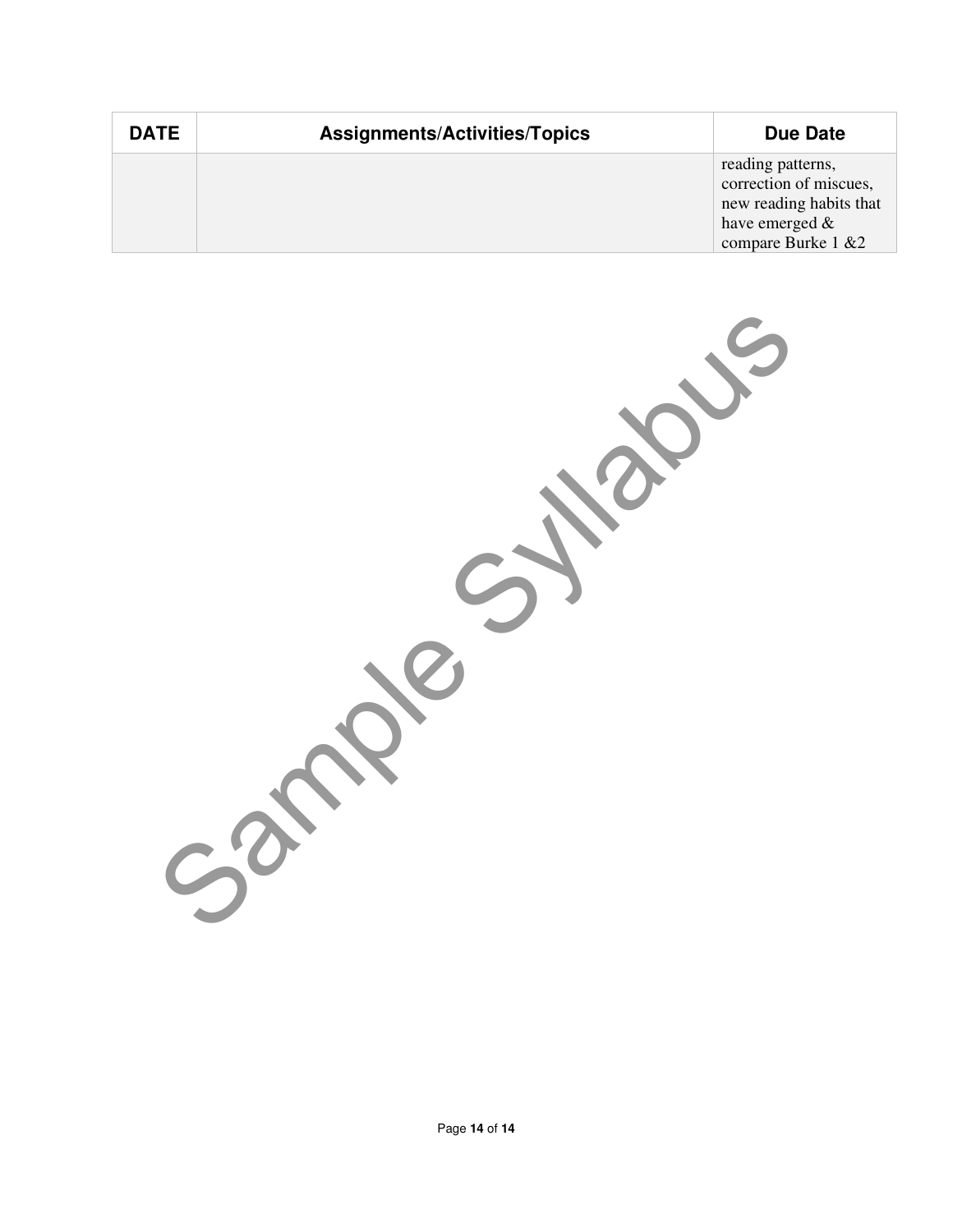| DATE | Assignments/Activities/Topics | Due Date |
|---|---|---|
| | | reading patterns, correction of miscues, new reading habits that have emerged & compare Burke 1 &2 |